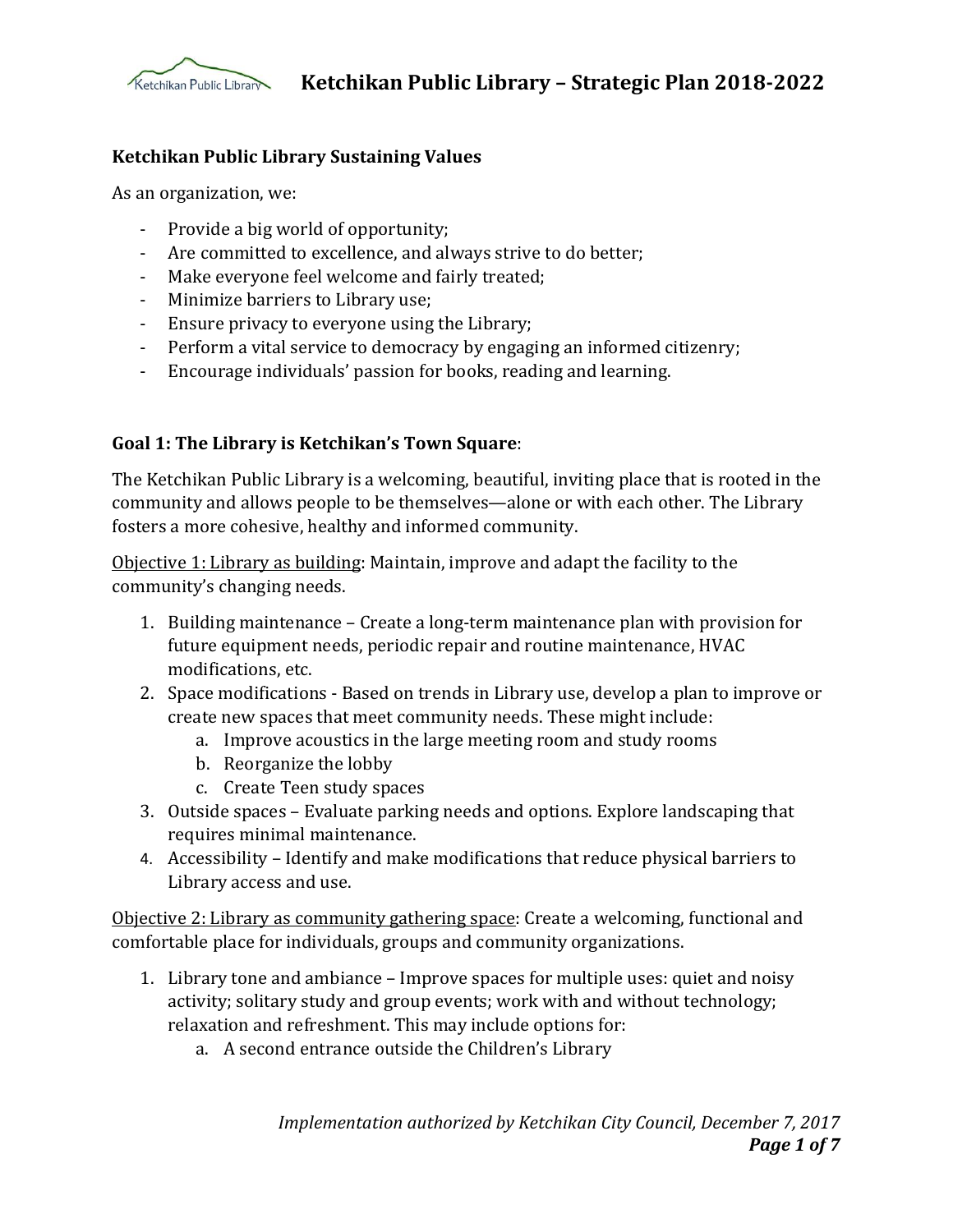## Ketchikan Public Library Sustaining Values

As an organization, we:

- Provide a big world of opportunity;
- Are committed to excellence, and always strive to do better;
- Make everyone feel welcome and fairly treated;
- Minimize barriers to Library use;
- Ensure privacy to everyone using the Library;
- Perform a vital service to democracy by engaging an informed citizenry;
- Encourage individuals' passion for books, reading and learning.

## Goal 1: The Library is Ketchikan's Town Square:

The Ketchikan Public Library is a welcoming, beautiful, inviting place that is rooted in the community and allows people to be themselves—alone or with each other. The Library fosters a more cohesive, healthy and informed community.

<u>Objective 1: Library as building</u>: Maintain, improve and adapt the facility to the community's changing needs.

1. Building maintenance – Create a long-term maintenance plan with provision for future equipment needs, periodic repair and routine maintenance, HVAC modifications, etc.
2. Space modifications - Based on trends in Library use, develop a plan to improve or create new spaces that meet community needs. These might include:
   a. Improve acoustics in the large meeting room and study rooms
   b. Reorganize the lobby
   c. Create Teen study spaces
3. Outside spaces – Evaluate parking needs and options. Explore landscaping that requires minimal maintenance.
4. Accessibility – Identify and make modifications that reduce physical barriers to Library access and use.

<u>Objective 2: Library as community gathering space</u>: Create a welcoming, functional and comfortable place for individuals, groups and community organizations.

1. Library tone and ambiance – Improve spaces for multiple uses: quiet and noisy activity; solitary study and group events; work with and without technology; relaxation and refreshment. This may include options for:
   a. A second entrance outside the Children's Library

*Implementation authorized by Ketchikan City Council, December 7, 2017*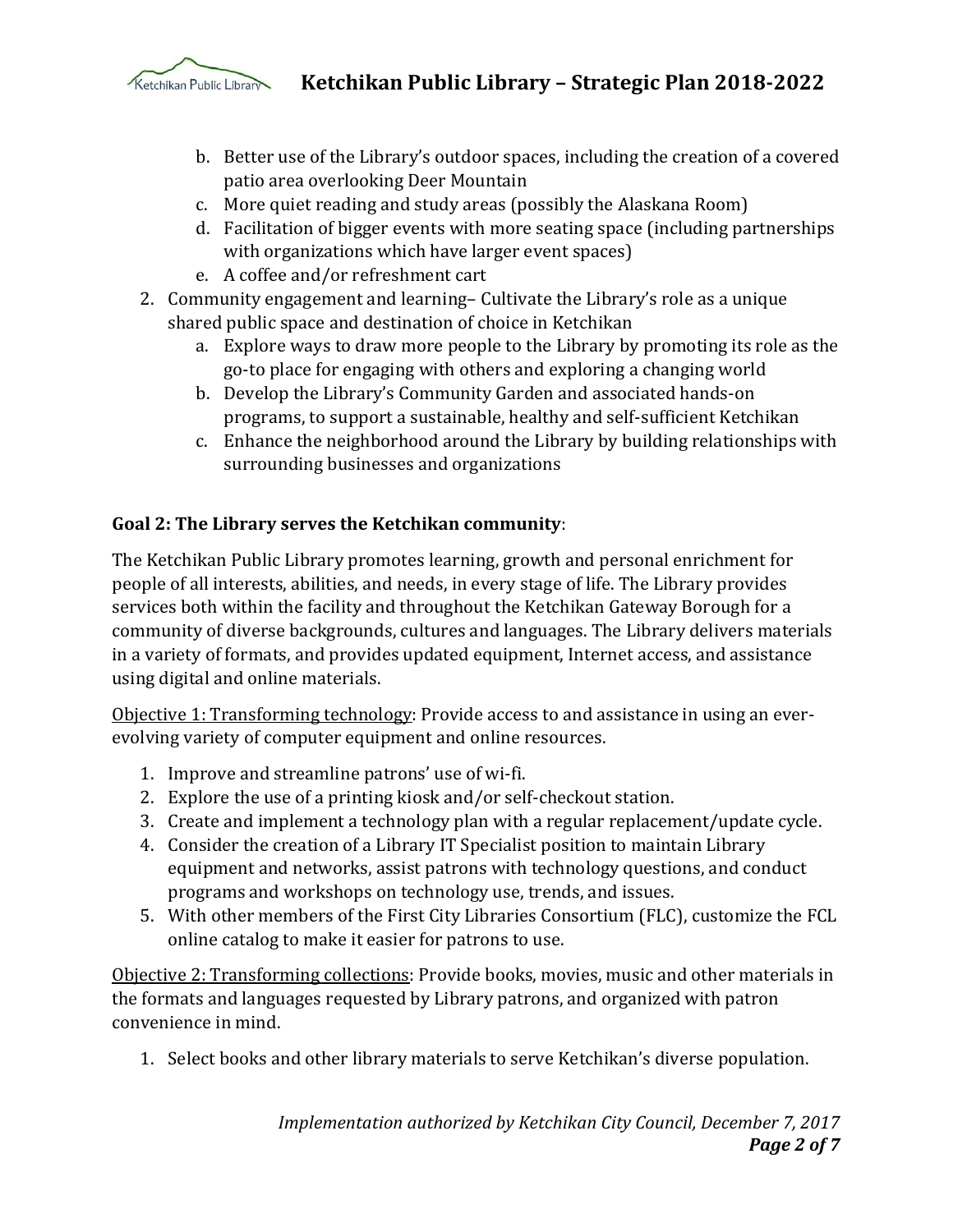b. Better use of the Library's outdoor spaces, including the creation of a covered patio area overlooking Deer Mountain
   c. More quiet reading and study areas (possibly the Alaskana Room)
   d. Facilitation of bigger events with more seating space (including partnerships with organizations which have larger event spaces)
   e. A coffee and/or refreshment cart
2. Community engagement and learning– Cultivate the Library's role as a unique shared public space and destination of choice in Ketchikan
   a. Explore ways to draw more people to the Library by promoting its role as the go-to place for engaging with others and exploring a changing world
   b. Develop the Library's Community Garden and associated hands-on programs, to support a sustainable, healthy and self-sufficient Ketchikan
   c. Enhance the neighborhood around the Library by building relationships with surrounding businesses and organizations

**Goal 2: The Library serves the Ketchikan community**:

The Ketchikan Public Library promotes learning, growth and personal enrichment for people of all interests, abilities, and needs, in every stage of life. The Library provides services both within the facility and throughout the Ketchikan Gateway Borough for a community of diverse backgrounds, cultures and languages. The Library delivers materials in a variety of formats, and provides updated equipment, Internet access, and assistance using digital and online materials.

<u>Objective 1: Transforming technology</u>: Provide access to and assistance in using an ever-evolving variety of computer equipment and online resources.

1. Improve and streamline patrons' use of wi-fi.
2. Explore the use of a printing kiosk and/or self-checkout station.
3. Create and implement a technology plan with a regular replacement/update cycle.
4. Consider the creation of a Library IT Specialist position to maintain Library equipment and networks, assist patrons with technology questions, and conduct programs and workshops on technology use, trends, and issues.
5. With other members of the First City Libraries Consortium (FLC), customize the FCL online catalog to make it easier for patrons to use.

<u>Objective 2: Transforming collections</u>: Provide books, movies, music and other materials in the formats and languages requested by Library patrons, and organized with patron convenience in mind.

1. Select books and other library materials to serve Ketchikan's diverse population.

*Implementation authorized by Ketchikan City Council, December 7, 2017*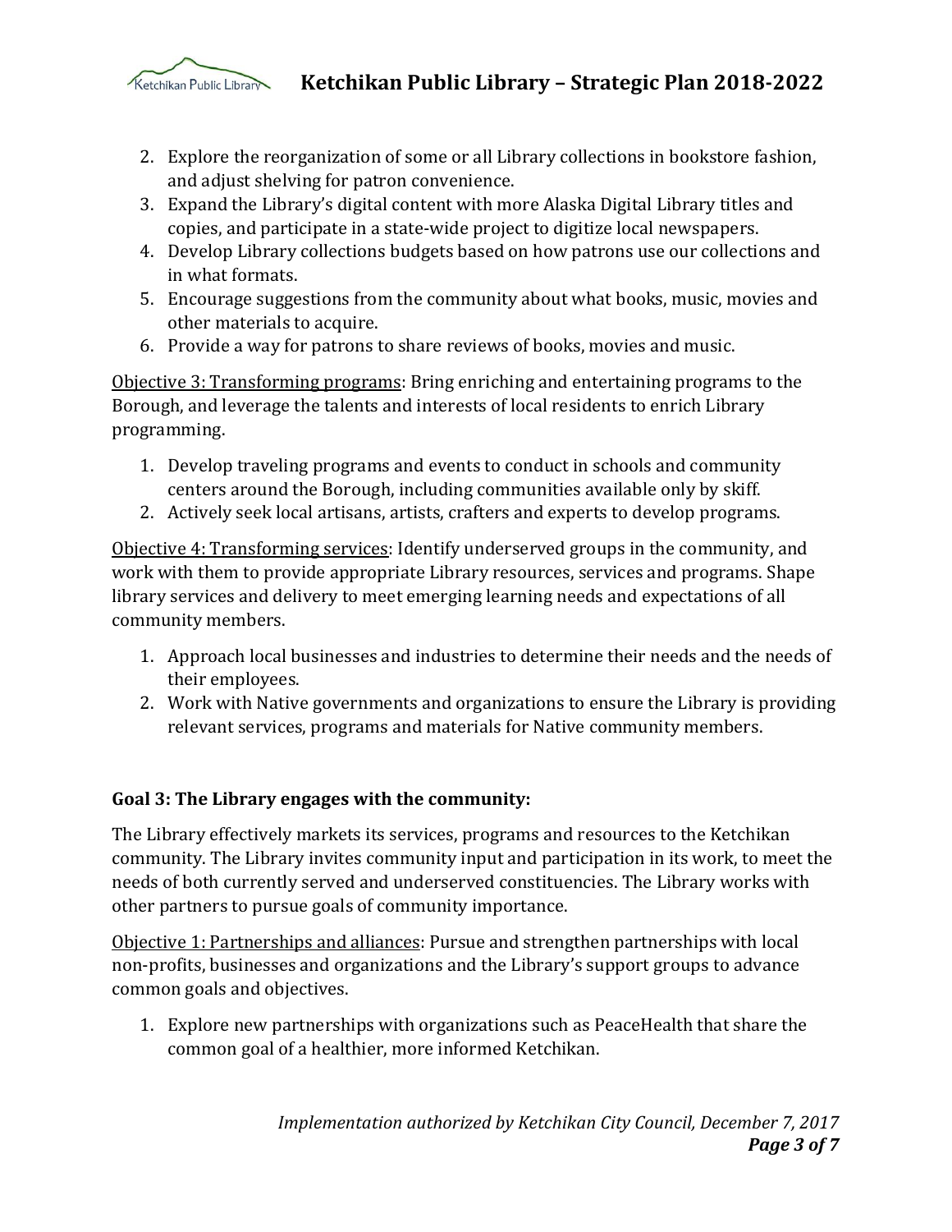2. Explore the reorganization of some or all Library collections in bookstore fashion, and adjust shelving for patron convenience.
3. Expand the Library's digital content with more Alaska Digital Library titles and copies, and participate in a state-wide project to digitize local newspapers.
4. Develop Library collections budgets based on how patrons use our collections and in what formats.
5. Encourage suggestions from the community about what books, music, movies and other materials to acquire.
6. Provide a way for patrons to share reviews of books, movies and music.

<u>Objective 3: Transforming programs</u>: Bring enriching and entertaining programs to the Borough, and leverage the talents and interests of local residents to enrich Library programming.

1. Develop traveling programs and events to conduct in schools and community centers around the Borough, including communities available only by skiff.
2. Actively seek local artisans, artists, crafters and experts to develop programs.

<u>Objective 4: Transforming services</u>: Identify underserved groups in the community, and work with them to provide appropriate Library resources, services and programs. Shape library services and delivery to meet emerging learning needs and expectations of all community members.

1. Approach local businesses and industries to determine their needs and the needs of their employees.
2. Work with Native governments and organizations to ensure the Library is providing relevant services, programs and materials for Native community members.

**Goal 3: The Library engages with the community:**

The Library effectively markets its services, programs and resources to the Ketchikan community. The Library invites community input and participation in its work, to meet the needs of both currently served and underserved constituencies. The Library works with other partners to pursue goals of community importance.

<u>Objective 1: Partnerships and alliances</u>: Pursue and strengthen partnerships with local non-profits, businesses and organizations and the Library's support groups to advance common goals and objectives.

1. Explore new partnerships with organizations such as PeaceHealth that share the common goal of a healthier, more informed Ketchikan.

*Implementation authorized by Ketchikan City Council, December 7, 2017*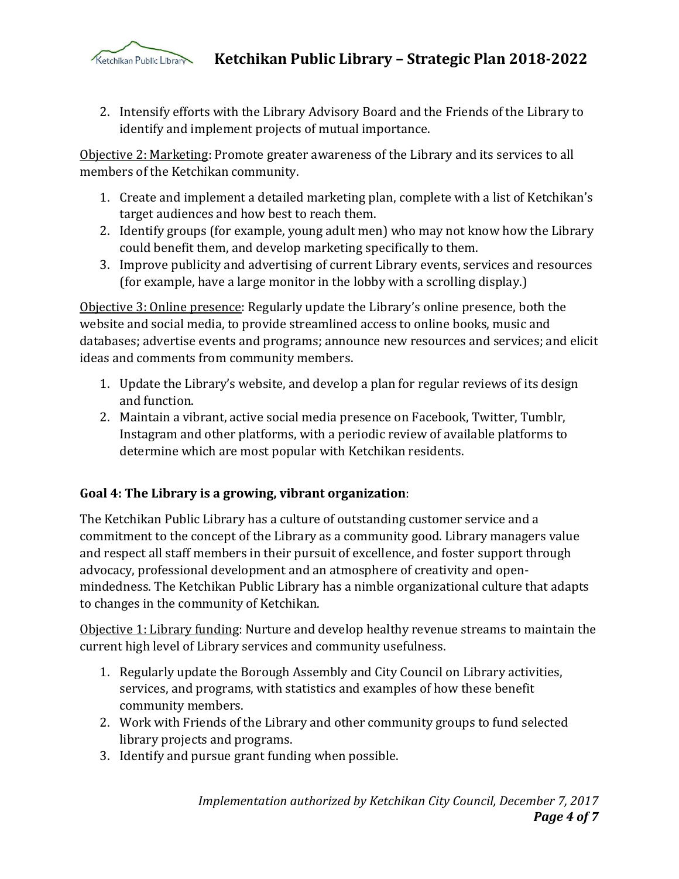2. Intensify efforts with the Library Advisory Board and the Friends of the Library to identify and implement projects of mutual importance.

<u>Objective 2: Marketing</u>: Promote greater awareness of the Library and its services to all members of the Ketchikan community.

1. Create and implement a detailed marketing plan, complete with a list of Ketchikan's target audiences and how best to reach them.
2. Identify groups (for example, young adult men) who may not know how the Library could benefit them, and develop marketing specifically to them.
3. Improve publicity and advertising of current Library events, services and resources (for example, have a large monitor in the lobby with a scrolling display.)

<u>Objective 3: Online presence</u>: Regularly update the Library's online presence, both the website and social media, to provide streamlined access to online books, music and databases; advertise events and programs; announce new resources and services; and elicit ideas and comments from community members.

1. Update the Library's website, and develop a plan for regular reviews of its design and function.
2. Maintain a vibrant, active social media presence on Facebook, Twitter, Tumblr, Instagram and other platforms, with a periodic review of available platforms to determine which are most popular with Ketchikan residents.

**Goal 4: The Library is a growing, vibrant organization**:

The Ketchikan Public Library has a culture of outstanding customer service and a commitment to the concept of the Library as a community good. Library managers value and respect all staff members in their pursuit of excellence, and foster support through advocacy, professional development and an atmosphere of creativity and open-mindedness. The Ketchikan Public Library has a nimble organizational culture that adapts to changes in the community of Ketchikan.

<u>Objective 1: Library funding</u>: Nurture and develop healthy revenue streams to maintain the current high level of Library services and community usefulness.

1. Regularly update the Borough Assembly and City Council on Library activities, services, and programs, with statistics and examples of how these benefit community members.
2. Work with Friends of the Library and other community groups to fund selected library projects and programs.
3. Identify and pursue grant funding when possible.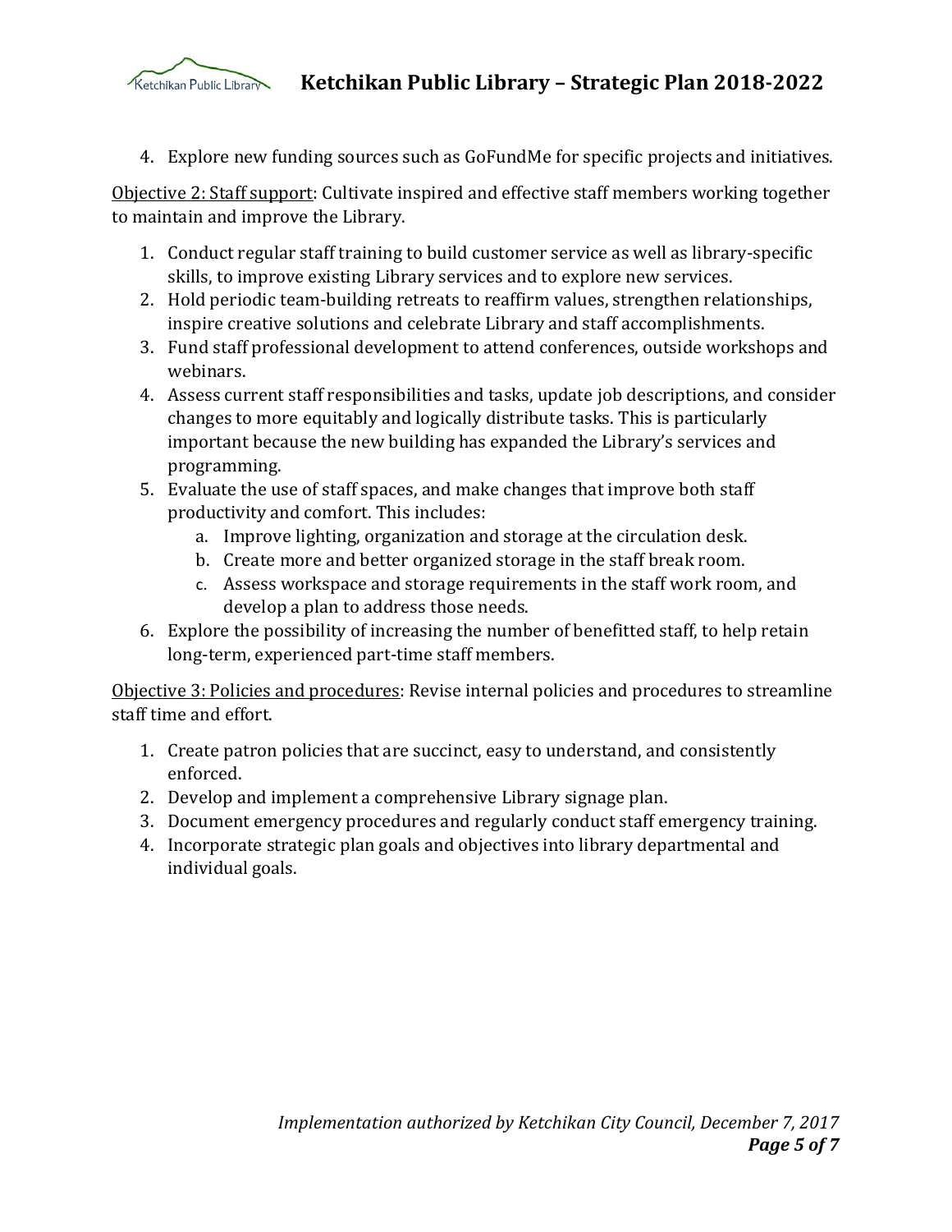4. Explore new funding sources such as GoFundMe for specific projects and initiatives.

<u>Objective 2: Staff support</u>: Cultivate inspired and effective staff members working together to maintain and improve the Library.

1. Conduct regular staff training to build customer service as well as library-specific skills, to improve existing Library services and to explore new services.
2. Hold periodic team-building retreats to reaffirm values, strengthen relationships, inspire creative solutions and celebrate Library and staff accomplishments.
3. Fund staff professional development to attend conferences, outside workshops and webinars.
4. Assess current staff responsibilities and tasks, update job descriptions, and consider changes to more equitably and logically distribute tasks. This is particularly important because the new building has expanded the Library's services and programming.
5. Evaluate the use of staff spaces, and make changes that improve both staff productivity and comfort. This includes:
   a. Improve lighting, organization and storage at the circulation desk.
   b. Create more and better organized storage in the staff break room.
   c. Assess workspace and storage requirements in the staff work room, and develop a plan to address those needs.
6. Explore the possibility of increasing the number of benefitted staff, to help retain long-term, experienced part-time staff members.

<u>Objective 3: Policies and procedures</u>: Revise internal policies and procedures to streamline staff time and effort.

1. Create patron policies that are succinct, easy to understand, and consistently enforced.
2. Develop and implement a comprehensive Library signage plan.
3. Document emergency procedures and regularly conduct staff emergency training.
4. Incorporate strategic plan goals and objectives into library departmental and individual goals.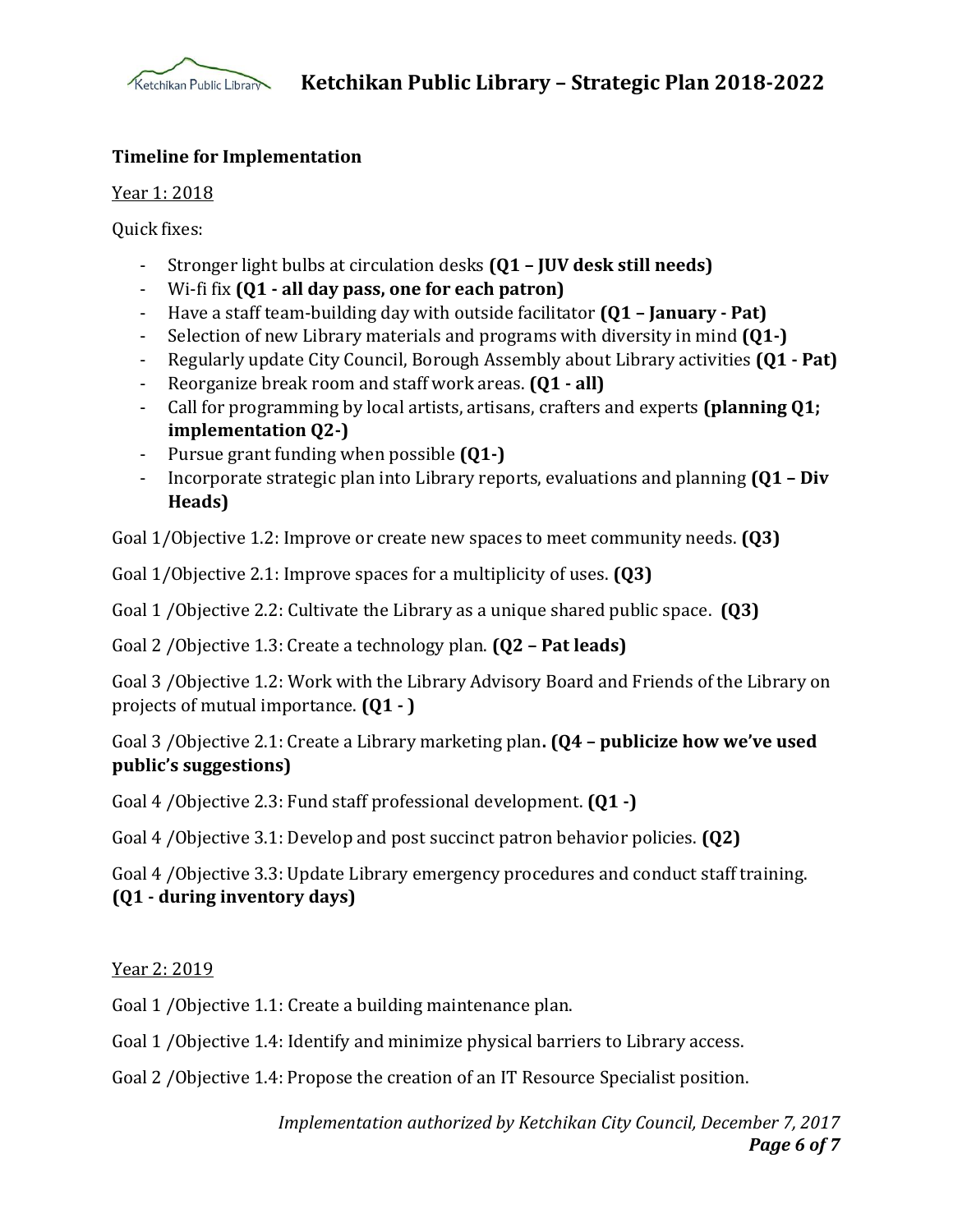**Timeline for Implementation**

Year 1: 2018

Quick fixes:

- Stronger light bulbs at circulation desks **(Q1 – JUV desk still needs)**
- Wi-fi fix **(Q1 - all day pass, one for each patron)**
- Have a staff team-building day with outside facilitator **(Q1 – January - Pat)**
- Selection of new Library materials and programs with diversity in mind **(Q1-)**
- Regularly update City Council, Borough Assembly about Library activities **(Q1 - Pat)**
- Reorganize break room and staff work areas. **(Q1 - all)**
- Call for programming by local artists, artisans, crafters and experts **(planning Q1; implementation Q2-)**
- Pursue grant funding when possible **(Q1-)**
- Incorporate strategic plan into Library reports, evaluations and planning **(Q1 – Div Heads)**

Goal 1/Objective 1.2: Improve or create new spaces to meet community needs. **(Q3)**

Goal 1/Objective 2.1: Improve spaces for a multiplicity of uses. **(Q3)**

Goal 1 /Objective 2.2: Cultivate the Library as a unique shared public space. **(Q3)**

Goal 2 /Objective 1.3: Create a technology plan. **(Q2 – Pat leads)**

Goal 3 /Objective 1.2: Work with the Library Advisory Board and Friends of the Library on projects of mutual importance. **(Q1 - )**

Goal 3 /Objective 2.1: Create a Library marketing plan**. (Q4 – publicize how we've used public's suggestions)**

Goal 4 /Objective 2.3: Fund staff professional development. **(Q1 -)**

Goal 4 /Objective 3.1: Develop and post succinct patron behavior policies. **(Q2)**

Goal 4 /Objective 3.3: Update Library emergency procedures and conduct staff training. **(Q1 - during inventory days)**

Year 2: 2019

Goal 1 /Objective 1.1: Create a building maintenance plan.

Goal 1 /Objective 1.4: Identify and minimize physical barriers to Library access.

Goal 2 /Objective 1.4: Propose the creation of an IT Resource Specialist position.

*Implementation authorized by Ketchikan City Council, December 7, 2017*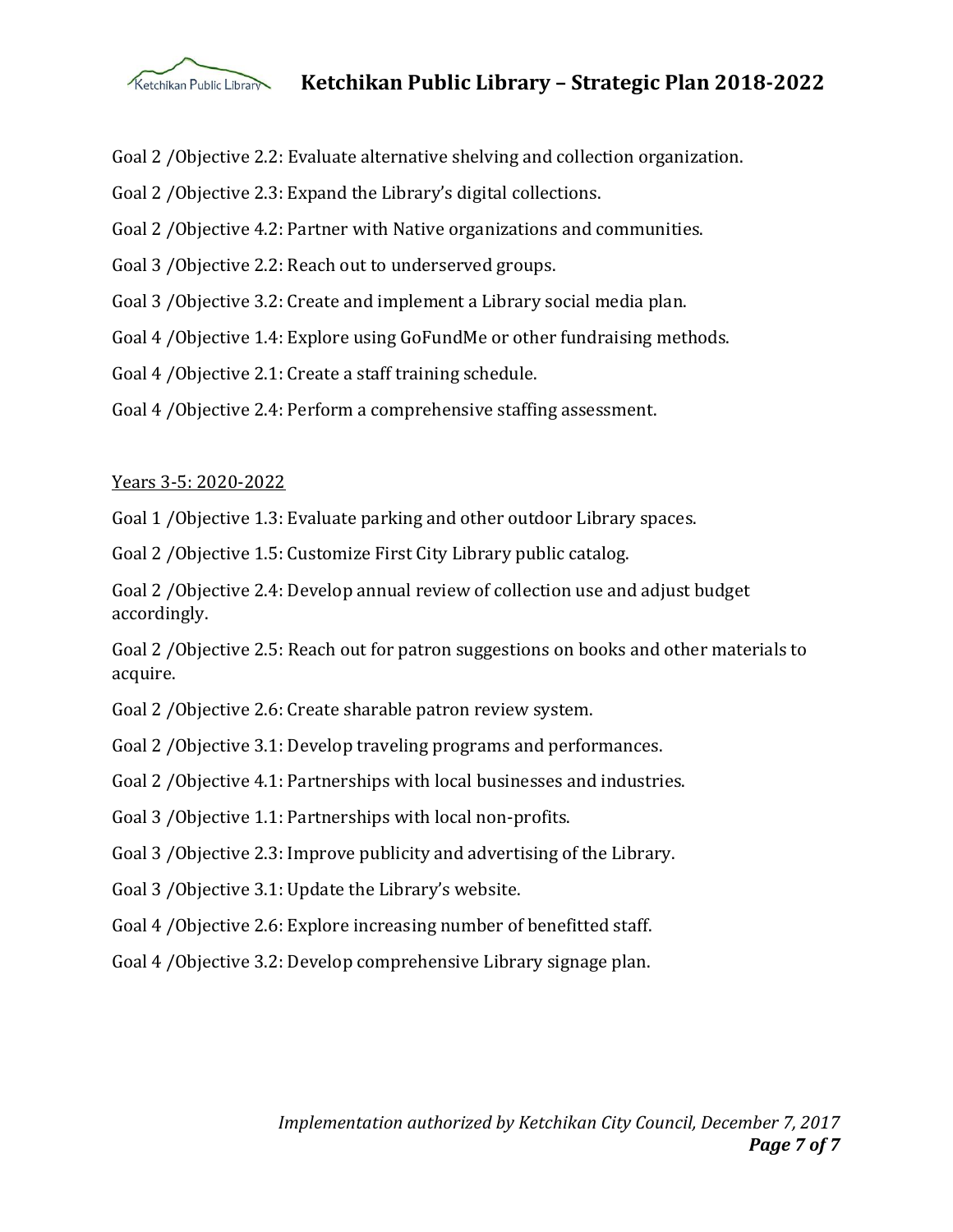Goal 2 /Objective 2.2: Evaluate alternative shelving and collection organization.

Goal 2 /Objective 2.3: Expand the Library's digital collections.

Goal 2 /Objective 4.2: Partner with Native organizations and communities.

Goal 3 /Objective 2.2: Reach out to underserved groups.

Goal 3 /Objective 3.2: Create and implement a Library social media plan.

Goal 4 /Objective 1.4: Explore using GoFundMe or other fundraising methods.

Goal 4 /Objective 2.1: Create a staff training schedule.

Goal 4 /Objective 2.4: Perform a comprehensive staffing assessment.

<u>Years 3-5: 2020-2022</u>

Goal 1 /Objective 1.3: Evaluate parking and other outdoor Library spaces.

Goal 2 /Objective 1.5: Customize First City Library public catalog.

Goal 2 /Objective 2.4: Develop annual review of collection use and adjust budget accordingly.

Goal 2 /Objective 2.5: Reach out for patron suggestions on books and other materials to acquire.

Goal 2 /Objective 2.6: Create sharable patron review system.

Goal 2 /Objective 3.1: Develop traveling programs and performances.

Goal 2 /Objective 4.1: Partnerships with local businesses and industries.

Goal 3 /Objective 1.1: Partnerships with local non-profits.

Goal 3 /Objective 2.3: Improve publicity and advertising of the Library.

Goal 3 /Objective 3.1: Update the Library's website.

Goal 4 /Objective 2.6: Explore increasing number of benefitted staff.

Goal 4 /Objective 3.2: Develop comprehensive Library signage plan.